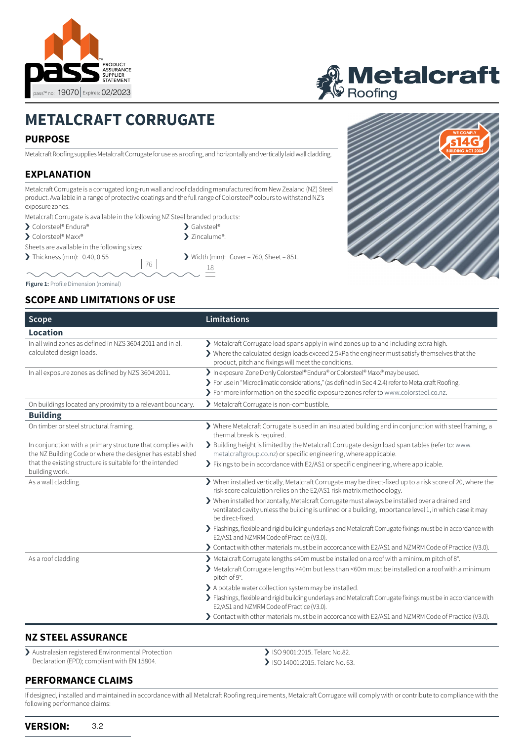PASS™ PRODUCT ASSURANCE SUPPLIER STATEMENT — pass™ no: 19070 | Expires: 02/2023

Metalcraft Roofing

# METALCRAFT CORRUGATE

## PURPOSE

Metalcraft Roofing supplies Metalcraft Corrugate for use as a roofing, and horizontally and vertically laid wall cladding.

## EXPLANATION

Metalcraft Corrugate is a corrugated long-run wall and roof cladding manufactured from New Zealand (NZ) Steel product. Available in a range of protective coatings and the full range of Colorsteel® colours to withstand NZ's exposure zones.

Metalcraft Corrugate is available in the following NZ Steel branded products:

- Colorsteel® Endura®
- Colorsteel® Maxx®
- Galvsteel®
- Zincalume®.

Sheets are available in the following sizes:

- Thickness (mm): 0.40, 0.55
- Width (mm): Cover – 760, Sheet – 851.

76

18

**Figure 1:** Profile Dimension (nominal)

WE COMPLY s14G BUILDING ACT 2004

## SCOPE AND LIMITATIONS OF USE

| Scope | Limitations |
|---|---|
| **Location** | |
| In all wind zones as defined in NZS 3604:2011 and in all calculated design loads. | Metalcraft Corrugate load spans apply in wind zones up to and including extra high.<br>Where the calculated design loads exceed 2.5kPa the engineer must satisfy themselves that the product, pitch and fixings will meet the conditions. |
| In all exposure zones as defined by NZS 3604:2011. | In exposure Zone D only Colorsteel® Endura® or Colorsteel® Maxx® may be used.<br>For use in "Microclimatic considerations," (as defined in Sec 4.2.4) refer to Metalcraft Roofing.<br>For more information on the specific exposure zones refer to www.colorsteel.co.nz. |
| On buildings located any proximity to a relevant boundary. | Metalcraft Corrugate is non-combustible. |
| **Building** | |
| On timber or steel structural framing. | Where Metalcraft Corrugate is used in an insulated building and in conjunction with steel framing, a thermal break is required. |
| In conjunction with a primary structure that complies with the NZ Building Code or where the designer has established that the existing structure is suitable for the intended building work. | Building height is limited by the Metalcraft Corrugate design load span tables (refer to: www.metalcraftgroup.co.nz) or specific engineering, where applicable.<br>Fixings to be in accordance with E2/AS1 or specific engineering, where applicable. |
| As a wall cladding. | When installed vertically, Metalcraft Corrugate may be direct-fixed up to a risk score of 20, where the risk score calculation relies on the E2/AS1 risk matrix methodology.<br>When installed horizontally, Metalcraft Corrugate must always be installed over a drained and ventilated cavity unless the building is unlined or a building, importance level 1, in which case it may be direct-fixed.<br>Flashings, flexible and rigid building underlays and Metalcraft Corrugate fixings must be in accordance with E2/AS1 and NZMRM Code of Practice (V3.0).<br>Contact with other materials must be in accordance with E2/AS1 and NZMRM Code of Practice (V3.0). |
| As a roof cladding | Metalcraft Corrugate lengths ≤40m must be installed on a roof with a minimum pitch of 8°.<br>Metalcraft Corrugate lengths >40m but less than <60m must be installed on a roof with a minimum pitch of 9°.<br>A potable water collection system may be installed.<br>Flashings, flexible and rigid building underlays and Metalcraft Corrugate fixings must be in accordance with E2/AS1 and NZMRM Code of Practice (V3.0).<br>Contact with other materials must be in accordance with E2/AS1 and NZMRM Code of Practice (V3.0). |

## NZ STEEL ASSURANCE

- Australasian registered Environmental Protection Declaration (EPD); compliant with EN 15804.
- ISO 9001:2015. Telarc No.82.
- ISO 14001:2015. Telarc No. 63.

## PERFORMANCE CLAIMS

If designed, installed and maintained in accordance with all Metalcraft Roofing requirements, Metalcraft Corrugate will comply with or contribute to compliance with the following performance claims:

**VERSION:** 3.2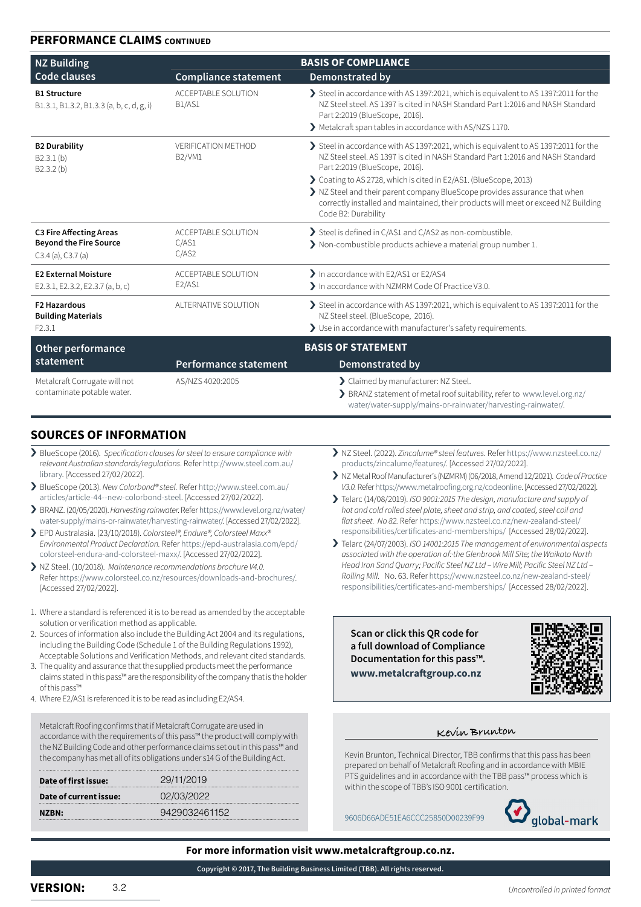## PERFORMANCE CLAIMS CONTINUED

| NZ Building Code clauses | BASIS OF COMPLIANCE | |
|---|---|---|
| | **Compliance statement** | **Demonstrated by** |
| **B1 Structure** B1.3.1, B1.3.2, B1.3.3 (a, b, c, d, g, i) | ACCEPTABLE SOLUTION B1/AS1 | › Steel in accordance with AS 1397:2021, which is equivalent to AS 1397:2011 for the NZ Steel steel. AS 1397 is cited in NASH Standard Part 1:2016 and NASH Standard Part 2:2019 (BlueScope, 2016).<br>› Metalcraft span tables in accordance with AS/NZS 1170. |
| **B2 Durability** B2.3.1 (b) B2.3.2 (b) | VERIFICATION METHOD B2/VM1 | › Steel in accordance with AS 1397:2021, which is equivalent to AS 1397:2011 for the NZ Steel steel. AS 1397 is cited in NASH Standard Part 1:2016 and NASH Standard Part 2:2019 (BlueScope, 2016).<br>› Coating to AS 2728, which is cited in E2/AS1. (BlueScope, 2013)<br>› NZ Steel and their parent company BlueScope provides assurance that when correctly installed and maintained, their products will meet or exceed NZ Building Code B2: Durability |
| **C3 Fire Affecting Areas Beyond the Fire Source** C3.4 (a), C3.7 (a) | ACCEPTABLE SOLUTION C/AS1 C/AS2 | › Steel is defined in C/AS1 and C/AS2 as non-combustible.<br>› Non-combustible products achieve a material group number 1. |
| **E2 External Moisture** E2.3.1, E2.3.2, E2.3.7 (a, b, c) | ACCEPTABLE SOLUTION E2/AS1 | › In accordance with E2/AS1 or E2/AS4<br>› In accordance with NZMRM Code Of Practice V3.0. |
| **F2 Hazardous Building Materials** F2.3.1 | ALTERNATIVE SOLUTION | › Steel in accordance with AS 1397:2021, which is equivalent to AS 1397:2011 for the NZ Steel steel. (BlueScope, 2016).<br>› Use in accordance with manufacturer's safety requirements. |

| Other performance statement | BASIS OF STATEMENT | |
|---|---|---|
| | **Performance statement** | **Demonstrated by** |
| Metalcraft Corrugate will not contaminate potable water. | AS/NZS 4020:2005 | › Claimed by manufacturer: NZ Steel.<br>› BRANZ statement of metal roof suitability, refer to www.level.org.nz/water/water-supply/mains-or-rainwater/harvesting-rainwater/. |

## SOURCES OF INFORMATION

- BlueScope (2016). *Specification clauses for steel to ensure compliance with relevant Australian standards/regulations.* Refer http://www.steel.com.au/library. [Accessed 27/02/2022].
- BlueScope (2013). *New Colorbond® steel.* Refer http://www.steel.com.au/articles/article-44--new-colorbond-steel. [Accessed 27/02/2022].
- BRANZ. (20/05/2020). *Harvesting rainwater.* Refer https://www.level.org.nz/water/water-supply/mains-or-rainwater/harvesting-rainwater/. [Accessed 27/02/2022].
- EPD Australasia. (23/10/2018). *Colorsteel®, Endure®, Colorsteel Maxx® Environmental Product Declaration.* Refer https://epd-australasia.com/epd/colorsteel-endura-and-colorsteel-maxx/. [Accessed 27/02/2022].
- NZ Steel. (10/2018). *Maintenance recommendations brochure V4.0.* Refer https://www.colorsteel.co.nz/resources/downloads-and-brochures/. [Accessed 27/02/2022].
- NZ Steel. (2022). *Zincalume® steel features.* Refer https://www.nzsteel.co.nz/products/zincalume/features/. [Accessed 27/02/2022].
- NZ Metal Roof Manufacturer's (NZMRM) (06/2018, Amend 12/2021). *Code of Practice V3.0.* Refer https://www.metalroofing.org.nz/codeonline. [Accessed 27/02/2022].
- Telarc (14/08/2019). *ISO 9001:2015 The design, manufacture and supply of hot and cold rolled steel plate, sheet and strip, and coated, steel coil and flat sheet. No 82.* Refer https://www.nzsteel.co.nz/new-zealand-steel/responsibilities/certificates-and-memberships/ [Accessed 28/02/2022].
- Telarc (24/07/2003). *ISO 14001:2015 The management of environmental aspects associated with the operation of: the Glenbrook Mill Site; the Waikato North Head Iron Sand Quarry; Pacific Steel NZ Ltd – Wire Mill; Pacific Steel NZ Ltd – Rolling Mill.* No. 63. Refer https://www.nzsteel.co.nz/new-zealand-steel/responsibilities/certificates-and-memberships/ [Accessed 28/02/2022].

1. Where a standard is referenced it is to be read as amended by the acceptable solution or verification method as applicable.
2. Sources of information also include the Building Act 2004 and its regulations, including the Building Code (Schedule 1 of the Building Regulations 1992), Acceptable Solutions and Verification Methods, and relevant cited standards.
3. The quality and assurance that the supplied products meet the performance claims stated in this pass™ are the responsibility of the company that is the holder of this pass™
4. Where E2/AS1 is referenced it is to be read as including E2/AS4.

**Scan or click this QR code for a full download of Compliance Documentation for this pass™.**
**www.metalcraftgroup.co.nz**

Metalcraft Roofing confirms that if Metalcraft Corrugate are used in accordance with the requirements of this pass™ the product will comply with the NZ Building Code and other performance claims set out in this pass™ and the company has met all of its obligations under s14 G of the Building Act.

| | |
|---|---|
| **Date of first issue:** | 29/11/2019 |
| **Date of current issue:** | 02/03/2022 |
| **NZBN:** | 9429032461152 |

Kevin Brunton

Kevin Brunton, Technical Director, TBB confirms that this pass has been prepared on behalf of Metalcraft Roofing and in accordance with MBIE PTS guidelines and in accordance with the TBB pass™ process which is within the scope of TBB's ISO 9001 certification.

9606D66ADE51EA6CCC25850D00239F99

global-mark

**For more information visit www.metalcraftgroup.co.nz.**

**Copyright © 2017, The Building Business Limited (TBB). All rights reserved.**

**VERSION:** 3.2

*Uncontrolled in printed format*